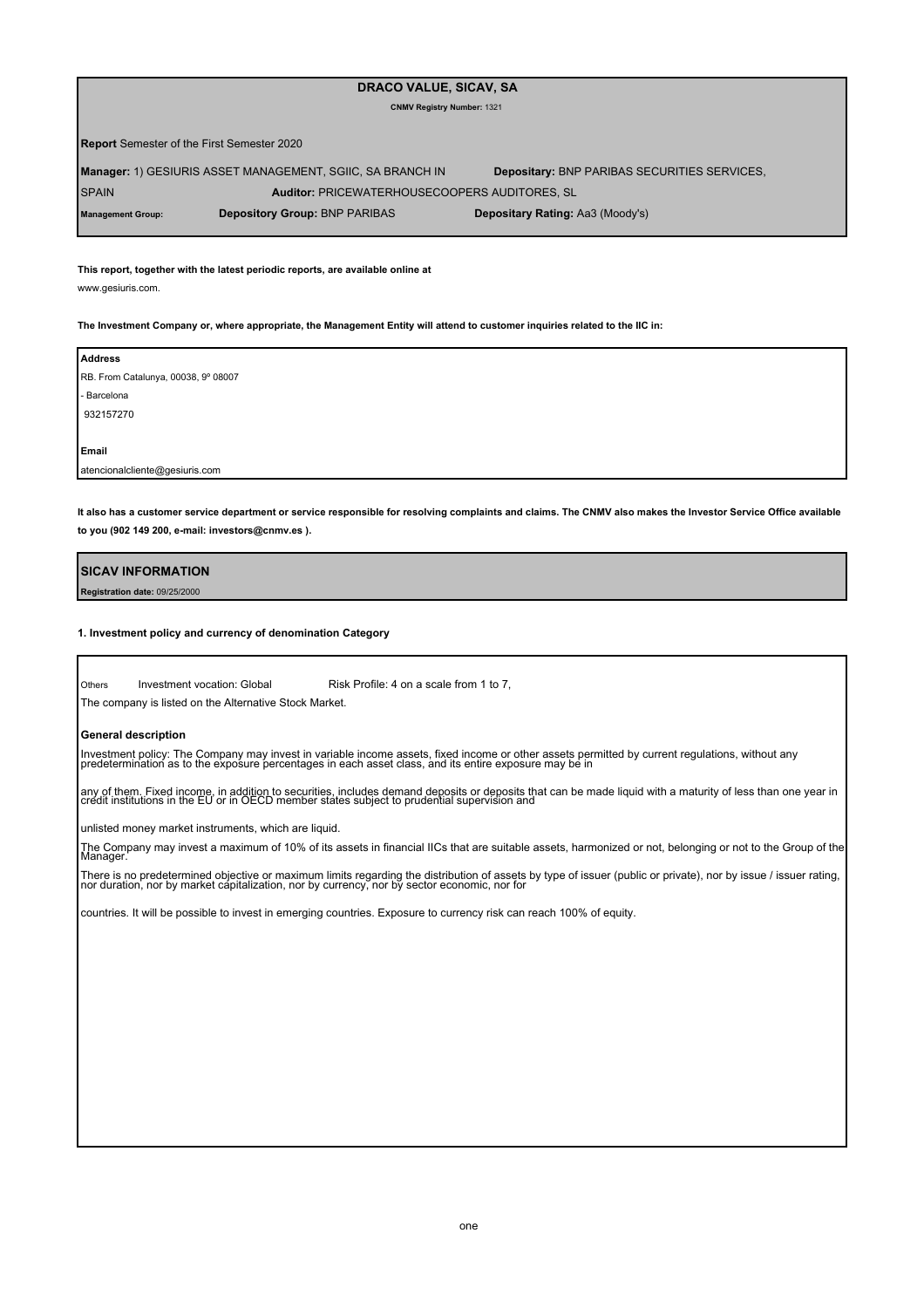# DRACO VALUE, SICAV, SA

**CNMV Registry Number:** 1321

**Report** Semester of the First Semester 2020

**Manager:** 1) GESIURIS ASSET MANAGEMENT, SGIIC, SA BRANCH IN SPAIN

**Depositary:** BNP PARIBAS SECURITIES SERVICES,

**Auditor:** PRICEWATERHOUSECOOPERS AUDITORES, SL

**Management Group:**

**Depository Group:** BNP PARIBAS

**Depositary Rating:** Aa3 (Moody's)

**This report, together with the latest periodic reports, are available online at**

www.gesiuris.com.

**The Investment Company or, where appropriate, the Management Entity will attend to customer inquiries related to the IIC in:**

**Address**

RB. From Catalunya, 00038, 9º 08007

- Barcelona

932157270

**Email**

atencionalcliente@gesiuris.com

**It also has a customer service department or service responsible for resolving complaints and claims. The CNMV also makes the Investor Service Office available to you (902 149 200, e-mail: investors@cnmv.es ).**

## SICAV INFORMATION

**Registration date:** 09/25/2000

### 1. Investment policy and currency of denomination Category

Others     Investment vocation: Global     Risk Profile: 4 on a scale from 1 to 7,

The company is listed on the Alternative Stock Market.

**General description**

Investment policy: The Company may invest in variable income assets, fixed income or other assets permitted by current regulations, without any predetermination as to the exposure percentages in each asset class, and its entire exposure may be in

any of them. Fixed income, in addition to securities, includes demand deposits or deposits that can be made liquid with a maturity of less than one year in credit institutions in the EU or in OECD member states subject to prudential supervision and

unlisted money market instruments, which are liquid.

The Company may invest a maximum of 10% of its assets in financial IICs that are suitable assets, harmonized or not, belonging or not to the Group of the Manager.

There is no predetermined objective or maximum limits regarding the distribution of assets by type of issuer (public or private), nor by issue / issuer rating, nor duration, nor by market capitalization, nor by currency, nor by sector economic, nor for

countries. It will be possible to invest in emerging countries. Exposure to currency risk can reach 100% of equity.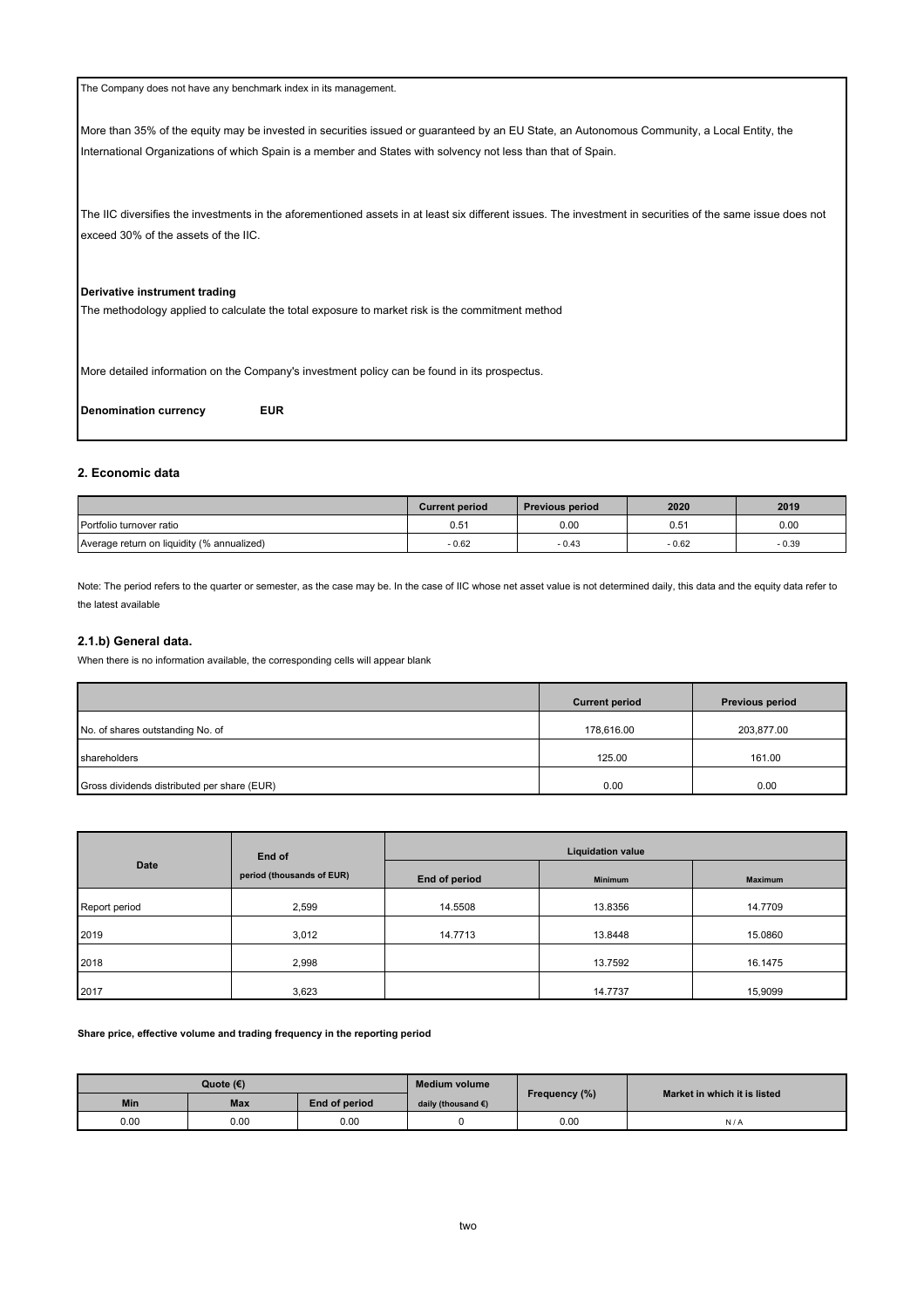The Company does not have any benchmark index in its management.

More than 35% of the equity may be invested in securities issued or guaranteed by an EU State, an Autonomous Community, a Local Entity, the International Organizations of which Spain is a member and States with solvency not less than that of Spain.

The IIC diversifies the investments in the aforementioned assets in at least six different issues. The investment in securities of the same issue does not exceed 30% of the assets of the IIC.

**Derivative instrument trading**

The methodology applied to calculate the total exposure to market risk is the commitment method

More detailed information on the Company's investment policy can be found in its prospectus.

**Denomination currency** **EUR**

## 2. Economic data

| | Current period | Previous period | 2020 | 2019 |
|---|---|---|---|---|
| Portfolio turnover ratio | 0.51 | 0.00 | 0.51 | 0.00 |
| Average return on liquidity (% annualized) | - 0.62 | - 0.43 | - 0.62 | - 0.39 |

Note: The period refers to the quarter or semester, as the case may be. In the case of IIC whose net asset value is not determined daily, this data and the equity data refer to the latest available

### 2.1.b) General data.

When there is no information available, the corresponding cells will appear blank

| | Current period | Previous period |
|---|---|---|
| No. of shares outstanding No. of | 178,616.00 | 203,877.00 |
| shareholders | 125.00 | 161.00 |
| Gross dividends distributed per share (EUR) | 0.00 | 0.00 |

| Date | End of period (thousands of EUR) | Liquidation value | | |
|---|---|---|---|---|
| | | End of period | Minimum | Maximum |
| Report period | 2,599 | 14.5508 | 13.8356 | 14.7709 |
| 2019 | 3,012 | 14.7713 | 13.8448 | 15.0860 |
| 2018 | 2,998 | | 13.7592 | 16.1475 |
| 2017 | 3,623 | | 14.7737 | 15,9099 |

**Share price, effective volume and trading frequency in the reporting period**

| Quote (€) | | | Medium volume daily (thousand €) | Frequency (%) | Market in which it is listed |
|---|---|---|---|---|---|
| Min | Max | End of period | | | |
| 0.00 | 0.00 | 0.00 | 0 | 0.00 | N / A |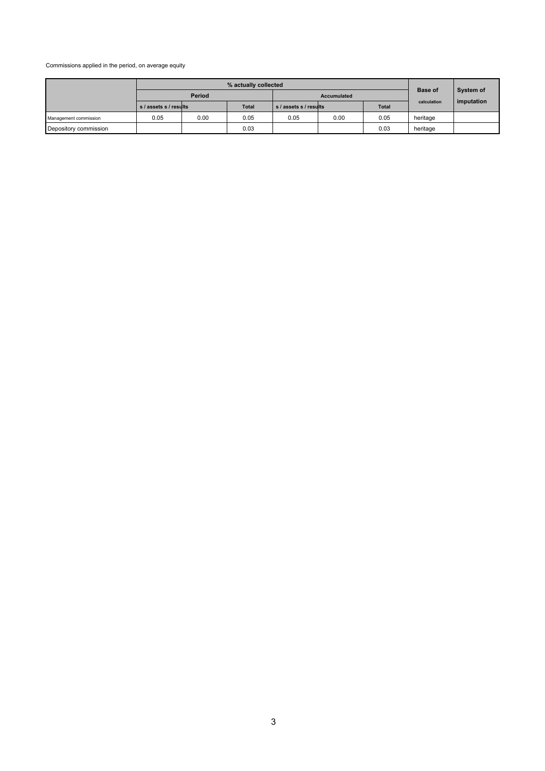Commissions applied in the period, on average equity

| | % actually collected | | | | | | Base of calculation | System of imputation |
|---|---|---|---|---|---|---|---|---|
| | Period | | | Accumulated | | | | |
| | s / assets | s / results | Total | s / assets | s / results | Total | | |
| Management commission | 0.05 | 0.00 | 0.05 | 0.05 | 0.00 | 0.05 | heritage | |
| Depository commission | | | 0.03 | | | 0.03 | heritage | |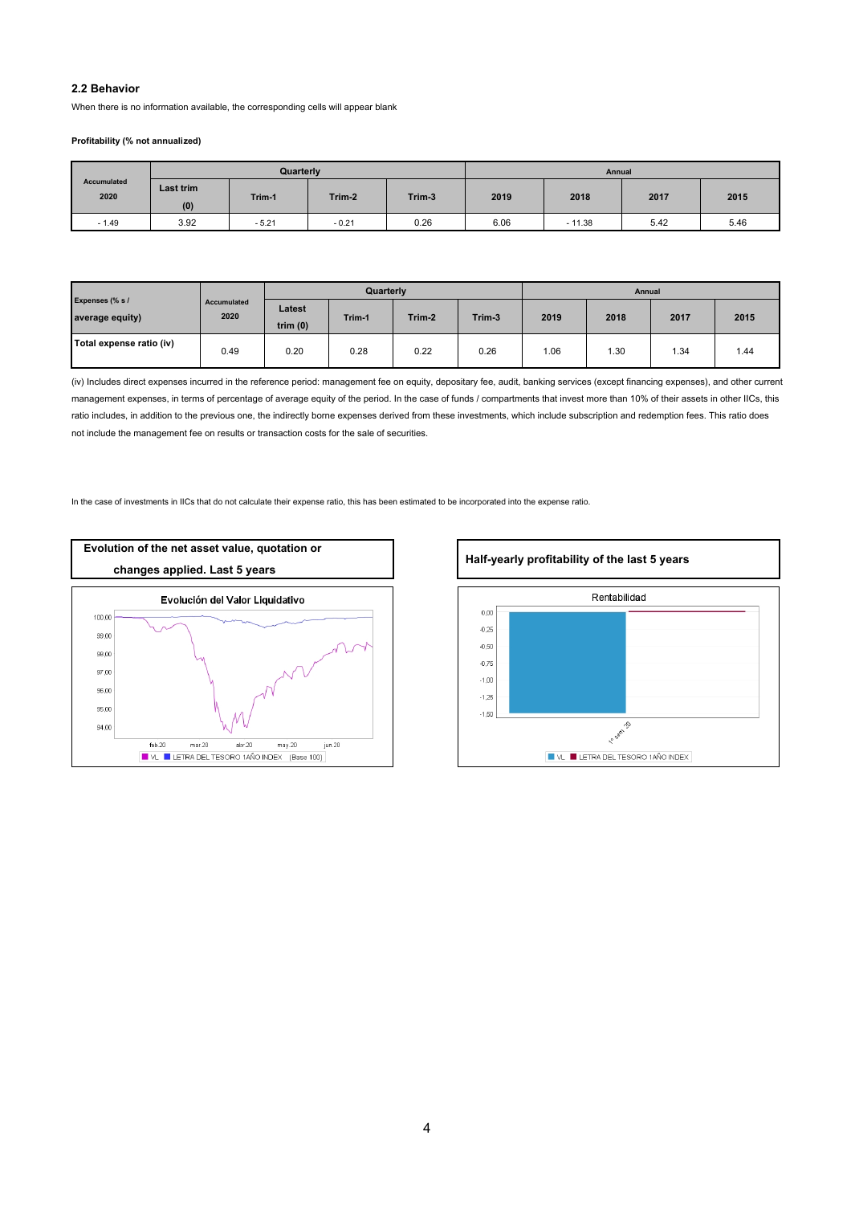## 2.2 Behavior

When there is no information available, the corresponding cells will appear blank

**Profitability (% not annualized)**

| Accumulated 2020 | Quarterly | | | | Annual | | | |
|---|---|---|---|---|---|---|---|---|
| | Last trim (0) | Trim-1 | Trim-2 | Trim-3 | 2019 | 2018 | 2017 | 2015 |
| - 1.49 | 3.92 | - 5.21 | - 0.21 | 0.26 | 6.06 | - 11.38 | 5.42 | 5.46 |

| Expenses (% s / average equity) | Accumulated 2020 | Quarterly | | | | Annual | | | |
|---|---|---|---|---|---|---|---|---|---|
| | | Latest trim (0) | Trim-1 | Trim-2 | Trim-3 | 2019 | 2018 | 2017 | 2015 |
| Total expense ratio (iv) | 0.49 | 0.20 | 0.28 | 0.22 | 0.26 | 1.06 | 1.30 | 1.34 | 1.44 |

(iv) Includes direct expenses incurred in the reference period: management fee on equity, depositary fee, audit, banking services (except financing expenses), and other current management expenses, in terms of percentage of average equity of the period. In the case of funds / compartments that invest more than 10% of their assets in other IICs, this ratio includes, in addition to the previous one, the indirectly borne expenses derived from these investments, which include subscription and redemption fees. This ratio does not include the management fee on results or transaction costs for the sale of securities.

In the case of investments in IICs that do not calculate their expense ratio, this has been estimated to be incorporated into the expense ratio.

**Evolution of the net asset value, quotation or changes applied. Last 5 years**

**Half-yearly profitability of the last 5 years**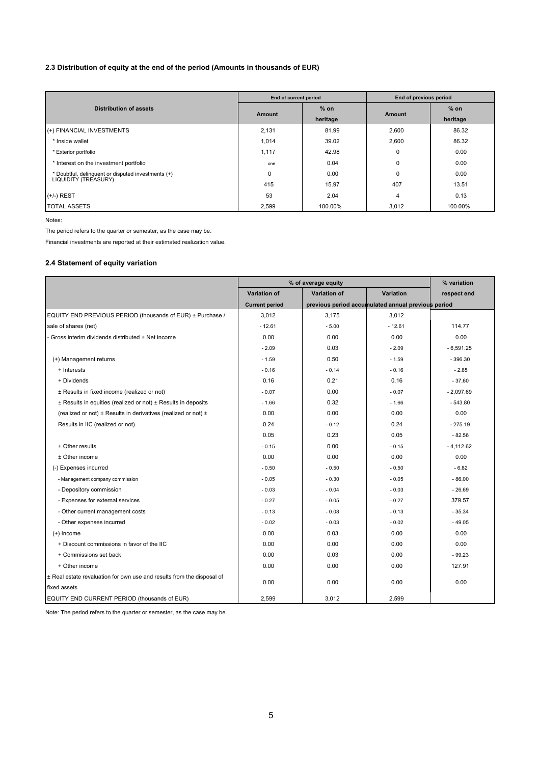### 2.3 Distribution of equity at the end of the period (Amounts in thousands of EUR)

| Distribution of assets | End of current period | | End of previous period | |
|---|---|---|---|---|
| | Amount | % on heritage | Amount | % on heritage |
| (+) FINANCIAL INVESTMENTS | 2,131 | 81.99 | 2,600 | 86.32 |
| * Inside wallet | 1,014 | 39.02 | 2,600 | 86.32 |
| * Exterior portfolio | 1,117 | 42.98 | 0 | 0.00 |
| * Interest on the investment portfolio | one | 0.04 | 0 | 0.00 |
| * Doubtful, delinquent or disputed investments (+) | 0 | 0.00 | 0 | 0.00 |
| LIQUIDITY (TREASURY) | 415 | 15.97 | 407 | 13.51 |
| (+/-) REST | 53 | 2.04 | 4 | 0.13 |
| TOTAL ASSETS | 2,599 | 100.00% | 3,012 | 100.00% |

Notes:

The period refers to the quarter or semester, as the case may be.

Financial investments are reported at their estimated realization value.

### 2.4 Statement of equity variation

| | % of average equity | | | % variation |
|---|---|---|---|---|
| | Variation of Current period | Variation of previous period | Variation accumulated annual | respect end previous period |
| EQUITY END PREVIOUS PERIOD (thousands of EUR) ± Purchase / | 3,012 | 3,175 | 3,012 | |
| sale of shares (net) | - 12.61 | - 5.00 | - 12.61 | 114.77 |
| - Gross interim dividends distributed ± Net income | 0.00 | 0.00 | 0.00 | 0.00 |
| | - 2.09 | 0.03 | - 2.09 | - 6,591.25 |
| (+) Management returns | - 1.59 | 0.50 | - 1.59 | - 396.30 |
| + Interests | - 0.16 | - 0.14 | - 0.16 | - 2.85 |
| + Dividends | 0.16 | 0.21 | 0.16 | - 37.60 |
| ± Results in fixed income (realized or not) | - 0.07 | 0.00 | - 0.07 | - 2,097.69 |
| ± Results in equities (realized or not) ± Results in deposits | - 1.66 | 0.32 | - 1.66 | - 543.80 |
| (realized or not) ± Results in derivatives (realized or not) ± | 0.00 | 0.00 | 0.00 | 0.00 |
| Results in IIC (realized or not) | 0.24 | - 0.12 | 0.24 | - 275.19 |
| | 0.05 | 0.23 | 0.05 | - 82.56 |
| ± Other results | - 0.15 | 0.00 | - 0.15 | - 4,112.62 |
| ± Other income | 0.00 | 0.00 | 0.00 | 0.00 |
| (-) Expenses incurred | - 0.50 | - 0.50 | - 0.50 | - 6.82 |
| - Management company commission | - 0.05 | - 0.30 | - 0.05 | - 86.00 |
| - Depository commission | - 0.03 | - 0.04 | - 0.03 | - 26.69 |
| - Expenses for external services | - 0.27 | - 0.05 | - 0.27 | 379.57 |
| - Other current management costs | - 0.13 | - 0.08 | - 0.13 | - 35.34 |
| - Other expenses incurred | - 0.02 | - 0.03 | - 0.02 | - 49.05 |
| (+) Income | 0.00 | 0.03 | 0.00 | 0.00 |
| + Discount commissions in favor of the IIC | 0.00 | 0.00 | 0.00 | 0.00 |
| + Commissions set back | 0.00 | 0.03 | 0.00 | - 99.23 |
| + Other income | 0.00 | 0.00 | 0.00 | 127.91 |
| ± Real estate revaluation for own use and results from the disposal of fixed assets | 0.00 | 0.00 | 0.00 | 0.00 |
| EQUITY END CURRENT PERIOD (thousands of EUR) | 2,599 | 3,012 | 2,599 | |

Note: The period refers to the quarter or semester, as the case may be.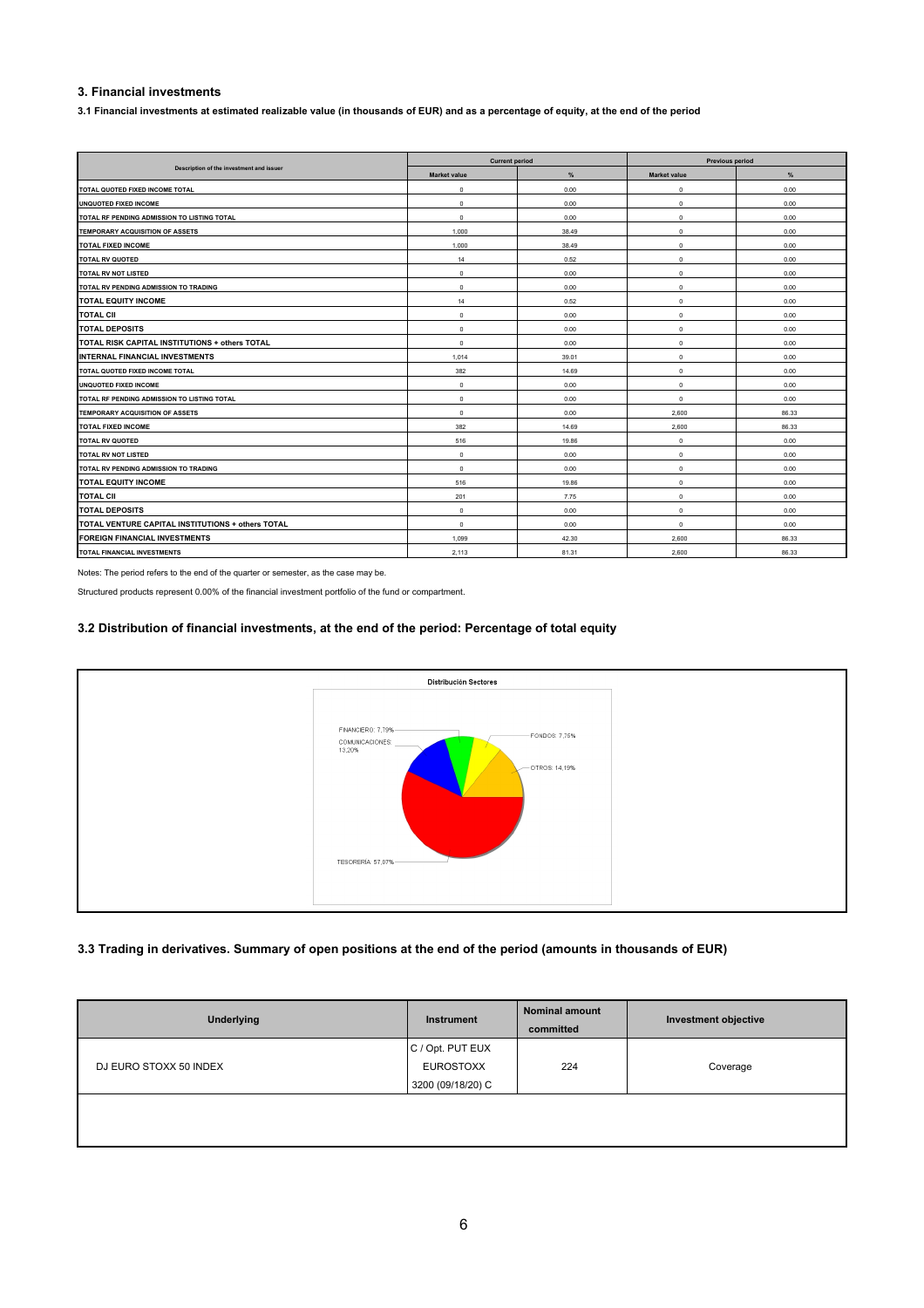### 3. Financial investments

**3.1 Financial investments at estimated realizable value (in thousands of EUR) and as a percentage of equity, at the end of the period**

| Description of the investment and issuer | Current period | | Previous period | |
|---|---|---|---|---|
| | Market value | % | Market value | % |
| TOTAL QUOTED FIXED INCOME TOTAL | 0 | 0.00 | 0 | 0.00 |
| UNQUOTED FIXED INCOME | 0 | 0.00 | 0 | 0.00 |
| TOTAL RF PENDING ADMISSION TO LISTING TOTAL | 0 | 0.00 | 0 | 0.00 |
| TEMPORARY ACQUISITION OF ASSETS | 1,000 | 38.49 | 0 | 0.00 |
| TOTAL FIXED INCOME | 1,000 | 38.49 | 0 | 0.00 |
| TOTAL RV QUOTED | 14 | 0.52 | 0 | 0.00 |
| TOTAL RV NOT LISTED | 0 | 0.00 | 0 | 0.00 |
| TOTAL RV PENDING ADMISSION TO TRADING | 0 | 0.00 | 0 | 0.00 |
| **TOTAL EQUITY INCOME** | 14 | 0.52 | 0 | 0.00 |
| **TOTAL CII** | 0 | 0.00 | 0 | 0.00 |
| **TOTAL DEPOSITS** | 0 | 0.00 | 0 | 0.00 |
| **TOTAL RISK CAPITAL INSTITUTIONS + others TOTAL** | 0 | 0.00 | 0 | 0.00 |
| **INTERNAL FINANCIAL INVESTMENTS** | 1,014 | 39.01 | 0 | 0.00 |
| TOTAL QUOTED FIXED INCOME TOTAL | 382 | 14.69 | 0 | 0.00 |
| UNQUOTED FIXED INCOME | 0 | 0.00 | 0 | 0.00 |
| TOTAL RF PENDING ADMISSION TO LISTING TOTAL | 0 | 0.00 | 0 | 0.00 |
| TEMPORARY ACQUISITION OF ASSETS | 0 | 0.00 | 2,600 | 86.33 |
| TOTAL FIXED INCOME | 382 | 14.69 | 2,600 | 86.33 |
| TOTAL RV QUOTED | 516 | 19.86 | 0 | 0.00 |
| TOTAL RV NOT LISTED | 0 | 0.00 | 0 | 0.00 |
| TOTAL RV PENDING ADMISSION TO TRADING | 0 | 0.00 | 0 | 0.00 |
| **TOTAL EQUITY INCOME** | 516 | 19.86 | 0 | 0.00 |
| **TOTAL CII** | 201 | 7.75 | 0 | 0.00 |
| **TOTAL DEPOSITS** | 0 | 0.00 | 0 | 0.00 |
| **TOTAL VENTURE CAPITAL INSTITUTIONS + others TOTAL** | 0 | 0.00 | 0 | 0.00 |
| **FOREIGN FINANCIAL INVESTMENTS** | 1,099 | 42.30 | 2,600 | 86.33 |
| TOTAL FINANCIAL INVESTMENTS | 2,113 | 81.31 | 2,600 | 86.33 |

Notes: The period refers to the end of the quarter or semester, as the case may be.

Structured products represent 0.00% of the financial investment portfolio of the fund or compartment.

### 3.2 Distribution of financial investments, at the end of the period: Percentage of total equity

Distribución Sectores

FINANCIERO: 7,79%
COMUNICACIONES: 13,20%
FONDOS: 7,75%
OTROS: 14,19%
TESORERÍA: 57,07%

### 3.3 Trading in derivatives. Summary of open positions at the end of the period (amounts in thousands of EUR)

| Underlying | Instrument | Nominal amount committed | Investment objective |
|---|---|---|---|
| DJ EURO STOXX 50 INDEX | C / Opt. PUT EUX EUROSTOXX 3200 (09/18/20) C | 224 | Coverage |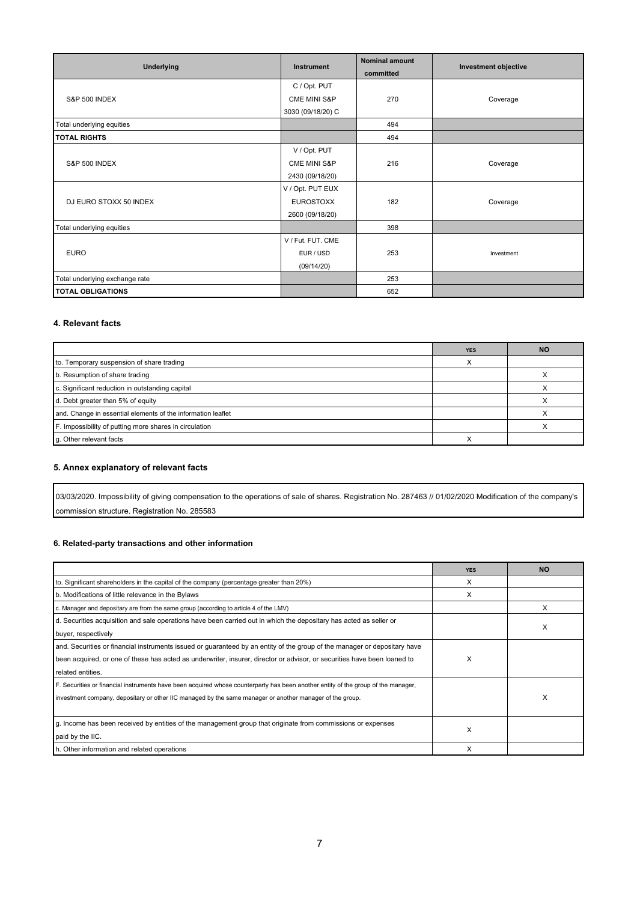| Underlying | Instrument | Nominal amount committed | Investment objective |
|---|---|---|---|
| S&P 500 INDEX | C / Opt. PUT CME MINI S&P 3030 (09/18/20) C | 270 | Coverage |
| Total underlying equities | | 494 | |
| **TOTAL RIGHTS** | | 494 | |
| S&P 500 INDEX | V / Opt. PUT CME MINI S&P 2430 (09/18/20) | 216 | Coverage |
| DJ EURO STOXX 50 INDEX | V / Opt. PUT EUX EUROSTOXX 2600 (09/18/20) | 182 | Coverage |
| Total underlying equities | | 398 | |
| EURO | V / Fut. FUT. CME EUR / USD (09/14/20) | 253 | Investment |
| Total underlying exchange rate | | 253 | |
| **TOTAL OBLIGATIONS** | | 652 | |

#### 4. Relevant facts

| | YES | NO |
|---|---|---|
| to. Temporary suspension of share trading | X | |
| b. Resumption of share trading | | X |
| c. Significant reduction in outstanding capital | | X |
| d. Debt greater than 5% of equity | | X |
| and. Change in essential elements of the information leaflet | | X |
| F. Impossibility of putting more shares in circulation | | X |
| g. Other relevant facts | X | |

#### 5. Annex explanatory of relevant facts

03/03/2020. Impossibility of giving compensation to the operations of sale of shares. Registration No. 287463 // 01/02/2020 Modification of the company's commission structure. Registration No. 285583

#### 6. Related-party transactions and other information

| | YES | NO |
|---|---|---|
| to. Significant shareholders in the capital of the company (percentage greater than 20%) | X | |
| b. Modifications of little relevance in the Bylaws | X | |
| c. Manager and depositary are from the same group (according to article 4 of the LMV) | | X |
| d. Securities acquisition and sale operations have been carried out in which the depositary has acted as seller or buyer, respectively | | X |
| and. Securities or financial instruments issued or guaranteed by an entity of the group of the manager or depositary have been acquired, or one of these has acted as underwriter, insurer, director or advisor, or securities have been loaned to related entities. | X | |
| F. Securities or financial instruments have been acquired whose counterparty has been another entity of the group of the manager, investment company, depositary or other IIC managed by the same manager or another manager of the group. | | X |
| g. Income has been received by entities of the management group that originate from commissions or expenses paid by the IIC. | X | |
| h. Other information and related operations | X | |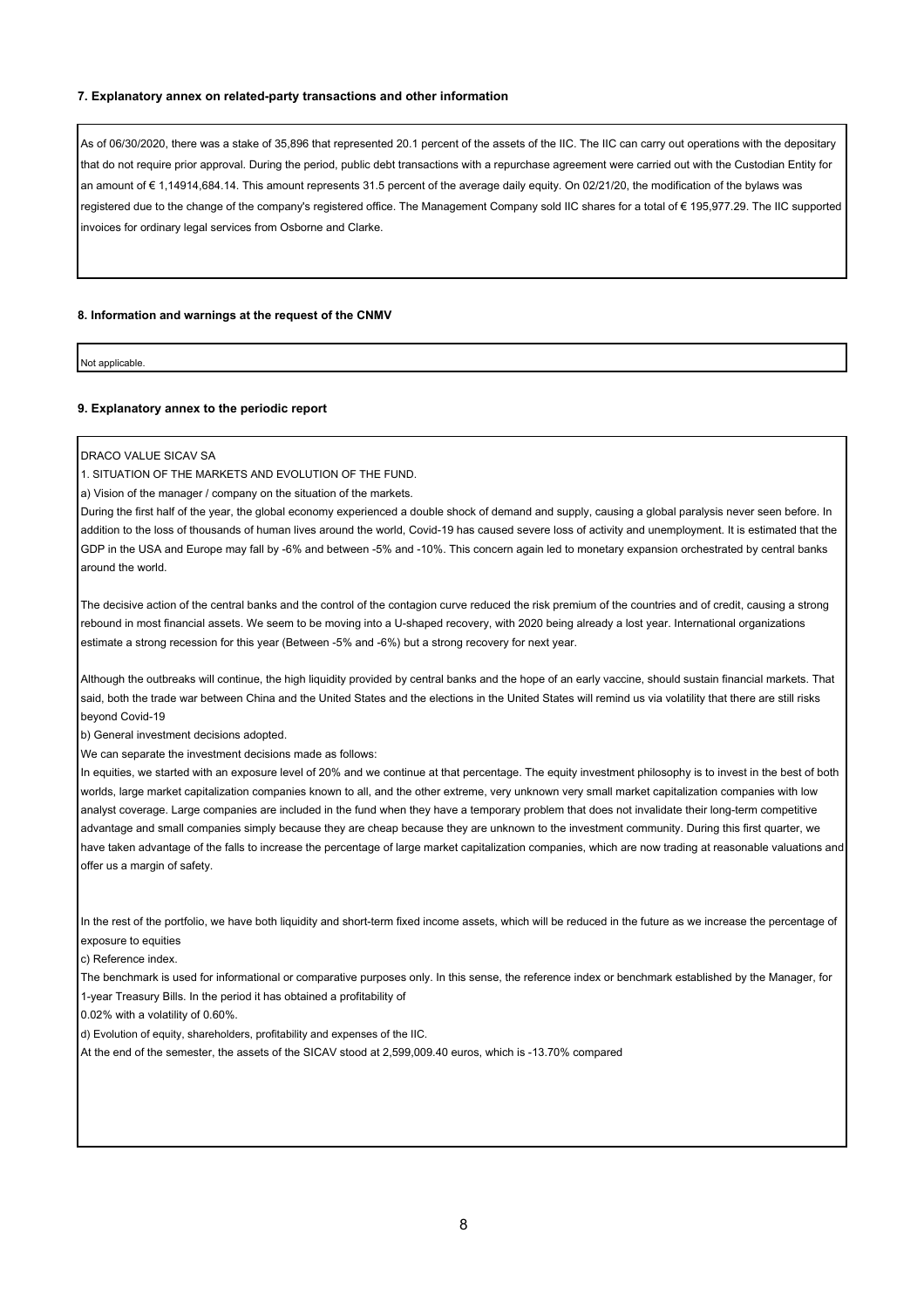### 7. Explanatory annex on related-party transactions and other information

As of 06/30/2020, there was a stake of 35,896 that represented 20.1 percent of the assets of the IIC. The IIC can carry out operations with the depositary that do not require prior approval. During the period, public debt transactions with a repurchase agreement were carried out with the Custodian Entity for an amount of € 1,14914,684.14. This amount represents 31.5 percent of the average daily equity. On 02/21/20, the modification of the bylaws was registered due to the change of the company's registered office. The Management Company sold IIC shares for a total of € 195,977.29. The IIC supported invoices for ordinary legal services from Osborne and Clarke.

### 8. Information and warnings at the request of the CNMV

Not applicable.

### 9. Explanatory annex to the periodic report

DRACO VALUE SICAV SA

1. SITUATION OF THE MARKETS AND EVOLUTION OF THE FUND.

a) Vision of the manager / company on the situation of the markets.

During the first half of the year, the global economy experienced a double shock of demand and supply, causing a global paralysis never seen before. In addition to the loss of thousands of human lives around the world, Covid-19 has caused severe loss of activity and unemployment. It is estimated that the GDP in the USA and Europe may fall by -6% and between -5% and -10%. This concern again led to monetary expansion orchestrated by central banks around the world.

The decisive action of the central banks and the control of the contagion curve reduced the risk premium of the countries and of credit, causing a strong rebound in most financial assets. We seem to be moving into a U-shaped recovery, with 2020 being already a lost year. International organizations estimate a strong recession for this year (Between -5% and -6%) but a strong recovery for next year.

Although the outbreaks will continue, the high liquidity provided by central banks and the hope of an early vaccine, should sustain financial markets. That said, both the trade war between China and the United States and the elections in the United States will remind us via volatility that there are still risks beyond Covid-19

b) General investment decisions adopted.

We can separate the investment decisions made as follows:

In equities, we started with an exposure level of 20% and we continue at that percentage. The equity investment philosophy is to invest in the best of both worlds, large market capitalization companies known to all, and the other extreme, very unknown very small market capitalization companies with low analyst coverage. Large companies are included in the fund when they have a temporary problem that does not invalidate their long-term competitive advantage and small companies simply because they are cheap because they are unknown to the investment community. During this first quarter, we have taken advantage of the falls to increase the percentage of large market capitalization companies, which are now trading at reasonable valuations and offer us a margin of safety.

In the rest of the portfolio, we have both liquidity and short-term fixed income assets, which will be reduced in the future as we increase the percentage of exposure to equities

c) Reference index.

The benchmark is used for informational or comparative purposes only. In this sense, the reference index or benchmark established by the Manager, for 1-year Treasury Bills. In the period it has obtained a profitability of 0.02% with a volatility of 0.60%.

d) Evolution of equity, shareholders, profitability and expenses of the IIC.

At the end of the semester, the assets of the SICAV stood at 2,599,009.40 euros, which is -13.70% compared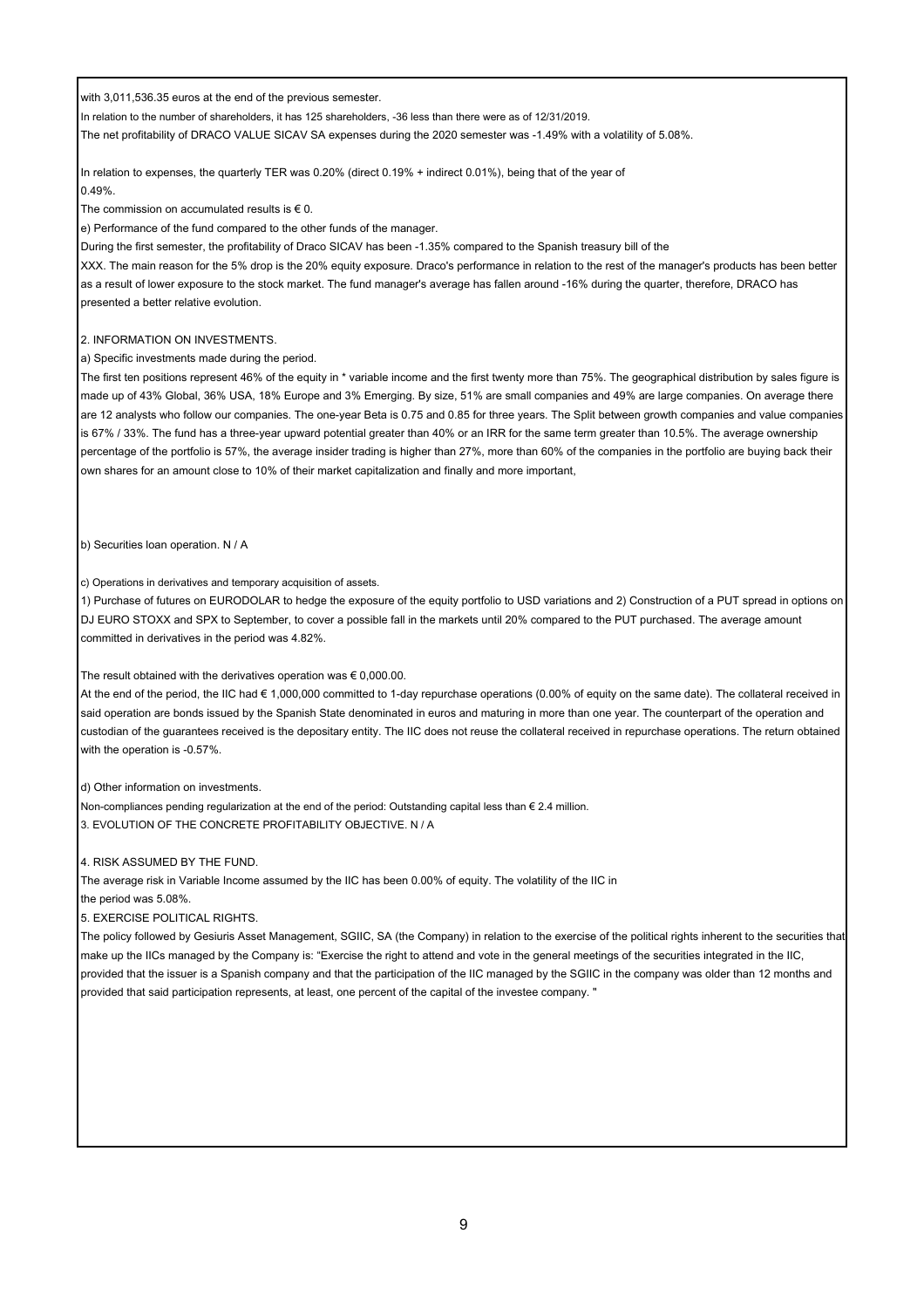with 3,011,536.35 euros at the end of the previous semester.

In relation to the number of shareholders, it has 125 shareholders, -36 less than there were as of 12/31/2019.

The net profitability of DRACO VALUE SICAV SA expenses during the 2020 semester was -1.49% with a volatility of 5.08%.

In relation to expenses, the quarterly TER was 0.20% (direct 0.19% + indirect 0.01%), being that of the year of 0.49%.

The commission on accumulated results is € 0.

e) Performance of the fund compared to the other funds of the manager.

During the first semester, the profitability of Draco SICAV has been -1.35% compared to the Spanish treasury bill of the XXX. The main reason for the 5% drop is the 20% equity exposure. Draco's performance in relation to the rest of the manager's products has been better as a result of lower exposure to the stock market. The fund manager's average has fallen around -16% during the quarter, therefore, DRACO has presented a better relative evolution.

2. INFORMATION ON INVESTMENTS.

a) Specific investments made during the period.

The first ten positions represent 46% of the equity in * variable income and the first twenty more than 75%. The geographical distribution by sales figure is made up of 43% Global, 36% USA, 18% Europe and 3% Emerging. By size, 51% are small companies and 49% are large companies. On average there are 12 analysts who follow our companies. The one-year Beta is 0.75 and 0.85 for three years. The Split between growth companies and value companies is 67% / 33%. The fund has a three-year upward potential greater than 40% or an IRR for the same term greater than 10.5%. The average ownership percentage of the portfolio is 57%, the average insider trading is higher than 27%, more than 60% of the companies in the portfolio are buying back their own shares for an amount close to 10% of their market capitalization and finally and more important,

b) Securities loan operation. N / A

c) Operations in derivatives and temporary acquisition of assets.

1) Purchase of futures on EURODOLAR to hedge the exposure of the equity portfolio to USD variations and 2) Construction of a PUT spread in options on DJ EURO STOXX and SPX to September, to cover a possible fall in the markets until 20% compared to the PUT purchased. The average amount committed in derivatives in the period was 4.82%.

The result obtained with the derivatives operation was € 0,000.00.

At the end of the period, the IIC had € 1,000,000 committed to 1-day repurchase operations (0.00% of equity on the same date). The collateral received in said operation are bonds issued by the Spanish State denominated in euros and maturing in more than one year. The counterpart of the operation and custodian of the guarantees received is the depositary entity. The IIC does not reuse the collateral received in repurchase operations. The return obtained with the operation is -0.57%.

d) Other information on investments.

Non-compliances pending regularization at the end of the period: Outstanding capital less than € 2.4 million.

3. EVOLUTION OF THE CONCRETE PROFITABILITY OBJECTIVE. N / A

4. RISK ASSUMED BY THE FUND.

The average risk in Variable Income assumed by the IIC has been 0.00% of equity. The volatility of the IIC in the period was 5.08%.

5. EXERCISE POLITICAL RIGHTS.

The policy followed by Gesiuris Asset Management, SGIIC, SA (the Company) in relation to the exercise of the political rights inherent to the securities that make up the IICs managed by the Company is: "Exercise the right to attend and vote in the general meetings of the securities integrated in the IIC, provided that the issuer is a Spanish company and that the participation of the IIC managed by the SGIIC in the company was older than 12 months and provided that said participation represents, at least, one percent of the capital of the investee company. "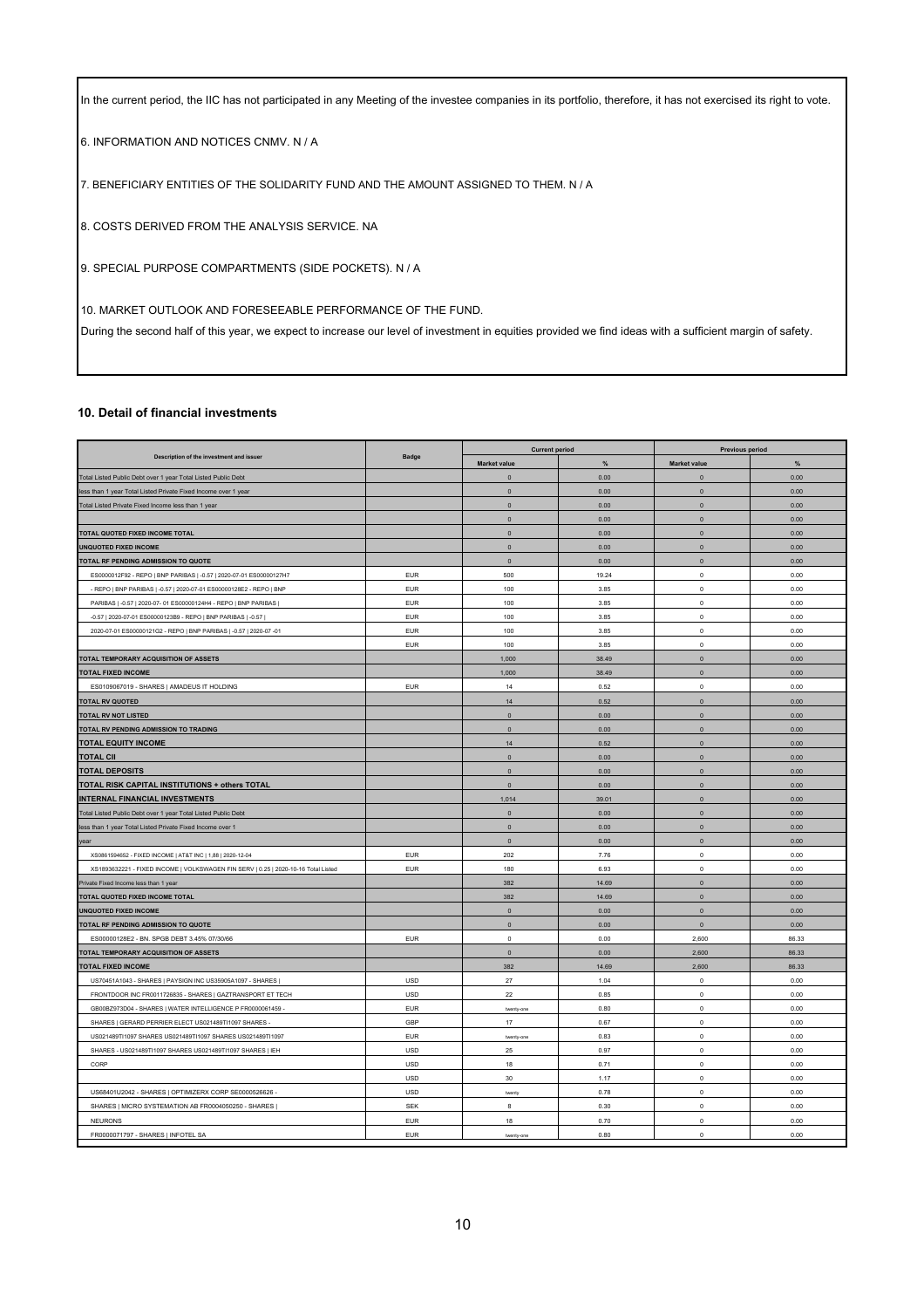In the current period, the IIC has not participated in any Meeting of the investee companies in its portfolio, therefore, it has not exercised its right to vote.

6. INFORMATION AND NOTICES CNMV. N / A

7. BENEFICIARY ENTITIES OF THE SOLIDARITY FUND AND THE AMOUNT ASSIGNED TO THEM. N / A

8. COSTS DERIVED FROM THE ANALYSIS SERVICE. NA

9. SPECIAL PURPOSE COMPARTMENTS (SIDE POCKETS). N / A

10. MARKET OUTLOOK AND FORESEEABLE PERFORMANCE OF THE FUND.

During the second half of this year, we expect to increase our level of investment in equities provided we find ideas with a sufficient margin of safety.

### 10. Detail of financial investments

| Description of the investment and issuer | Badge | Current period | | Previous period | |
|---|---|---|---|---|---|
| | | Market value | % | Market value | % |
| Total Listed Public Debt over 1 year Total Listed Public Debt | | 0 | 0.00 | 0 | 0.00 |
| less than 1 year Total Listed Private Fixed Income over 1 year | | 0 | 0.00 | 0 | 0.00 |
| Total Listed Private Fixed Income less than 1 year | | 0 | 0.00 | 0 | 0.00 |
| | | 0 | 0.00 | 0 | 0.00 |
| TOTAL QUOTED FIXED INCOME TOTAL | | 0 | 0.00 | 0 | 0.00 |
| UNQUOTED FIXED INCOME | | 0 | 0.00 | 0 | 0.00 |
| TOTAL RF PENDING ADMISSION TO QUOTE | | 0 | 0.00 | 0 | 0.00 |
| ES0000012F92 - REPO \| BNP PARIBAS \| -0.57 \| 2020-07-01 ES00000127H7 | EUR | 500 | 19.24 | 0 | 0.00 |
| - REPO \| BNP PARIBAS \| -0.57 \| 2020-07-01 ES00000128E2 - REPO \| BNP | EUR | 100 | 3.85 | 0 | 0.00 |
| PARIBAS \| -0.57 \| 2020-07- 01 ES00000124H4 - REPO \| BNP PARIBAS \| | EUR | 100 | 3.85 | 0 | 0.00 |
| -0.57 \| 2020-07-01 ES00000123B9 - REPO \| BNP PARIBAS \| -0.57 \| | EUR | 100 | 3.85 | 0 | 0.00 |
| 2020-07-01 ES00000121G2 - REPO \| BNP PARIBAS \| -0.57 \| 2020-07 -01 | EUR | 100 | 3.85 | 0 | 0.00 |
| | EUR | 100 | 3.85 | 0 | 0.00 |
| TOTAL TEMPORARY ACQUISITION OF ASSETS | | 1,000 | 38.49 | 0 | 0.00 |
| TOTAL FIXED INCOME | | 1,000 | 38.49 | 0 | 0.00 |
| ES0109067019 - SHARES \| AMADEUS IT HOLDING | EUR | 14 | 0.52 | 0 | 0.00 |
| TOTAL RV QUOTED | | 14 | 0.52 | 0 | 0.00 |
| TOTAL RV NOT LISTED | | 0 | 0.00 | 0 | 0.00 |
| TOTAL RV PENDING ADMISSION TO TRADING | | 0 | 0.00 | 0 | 0.00 |
| TOTAL EQUITY INCOME | | 14 | 0.52 | 0 | 0.00 |
| TOTAL CII | | 0 | 0.00 | 0 | 0.00 |
| TOTAL DEPOSITS | | 0 | 0.00 | 0 | 0.00 |
| TOTAL RISK CAPITAL INSTITUTIONS + others TOTAL | | 0 | 0.00 | 0 | 0.00 |
| INTERNAL FINANCIAL INVESTMENTS | | 1,014 | 39.01 | 0 | 0.00 |
| Total Listed Public Debt over 1 year Total Listed Public Debt | | 0 | 0.00 | 0 | 0.00 |
| less than 1 year Total Listed Private Fixed Income over 1 | | 0 | 0.00 | 0 | 0.00 |
| year | | 0 | 0.00 | 0 | 0.00 |
| XS0861594652 - FIXED INCOME \| AT&T INC \| 1.88 \| 2020-12-04 | EUR | 202 | 7.76 | 0 | 0.00 |
| XS1893632221 - FIXED INCOME \| VOLKSWAGEN FIN SERV \| 0.25 \| 2020-10-16 Total Listed | EUR | 180 | 6.93 | 0 | 0.00 |
| Private Fixed Income less than 1 year | | 382 | 14.69 | 0 | 0.00 |
| TOTAL QUOTED FIXED INCOME TOTAL | | 382 | 14.69 | 0 | 0.00 |
| UNQUOTED FIXED INCOME | | 0 | 0.00 | 0 | 0.00 |
| TOTAL RF PENDING ADMISSION TO QUOTE | | 0 | 0.00 | 0 | 0.00 |
| ES00000128E2 - BN. SPGB DEBT 3.45% 07/30/66 | EUR | 0 | 0.00 | 2,600 | 86.33 |
| TOTAL TEMPORARY ACQUISITION OF ASSETS | | 0 | 0.00 | 2,600 | 86.33 |
| TOTAL FIXED INCOME | | 382 | 14.69 | 2,600 | 86.33 |
| US70451A1043 - SHARES \| PAYSIGN INC US35905A1097 - SHARES \| | USD | 27 | 1.04 | 0 | 0.00 |
| FRONTDOOR INC FR0011726835 - SHARES \| GAZTRANSPORT ET TECH | USD | 22 | 0.85 | 0 | 0.00 |
| GB00BZ973D04 - SHARES \| WATER INTELLIGENCE P FR0000061459 - | EUR | twenty-one | 0.80 | 0 | 0.00 |
| SHARES \| GERARD PERRIER ELECT US021489TI1097 SHARES - | GBP | 17 | 0.67 | 0 | 0.00 |
| US021489TI1097 SHARES US021489TI1097 SHARES US021489TI1097 | EUR | twenty-one | 0.83 | 0 | 0.00 |
| SHARES - US021489TI1097 SHARES US021489TI1097 SHARES \| IEH | USD | 25 | 0.97 | 0 | 0.00 |
| CORP | USD | 18 | 0.71 | 0 | 0.00 |
| | USD | 30 | 1.17 | 0 | 0.00 |
| US68401U2042 - SHARES \| OPTIMIZERX CORP SE0000526626 - | USD | twenty | 0.78 | 0 | 0.00 |
| SHARES \| MICRO SYSTEMATION AB FR0004050250 - SHARES \| | SEK | 8 | 0.30 | 0 | 0.00 |
| NEURONS | EUR | 18 | 0.70 | 0 | 0.00 |
| FR0000071797 - SHARES \| INFOTEL SA | EUR | twenty-one | 0.80 | 0 | 0.00 |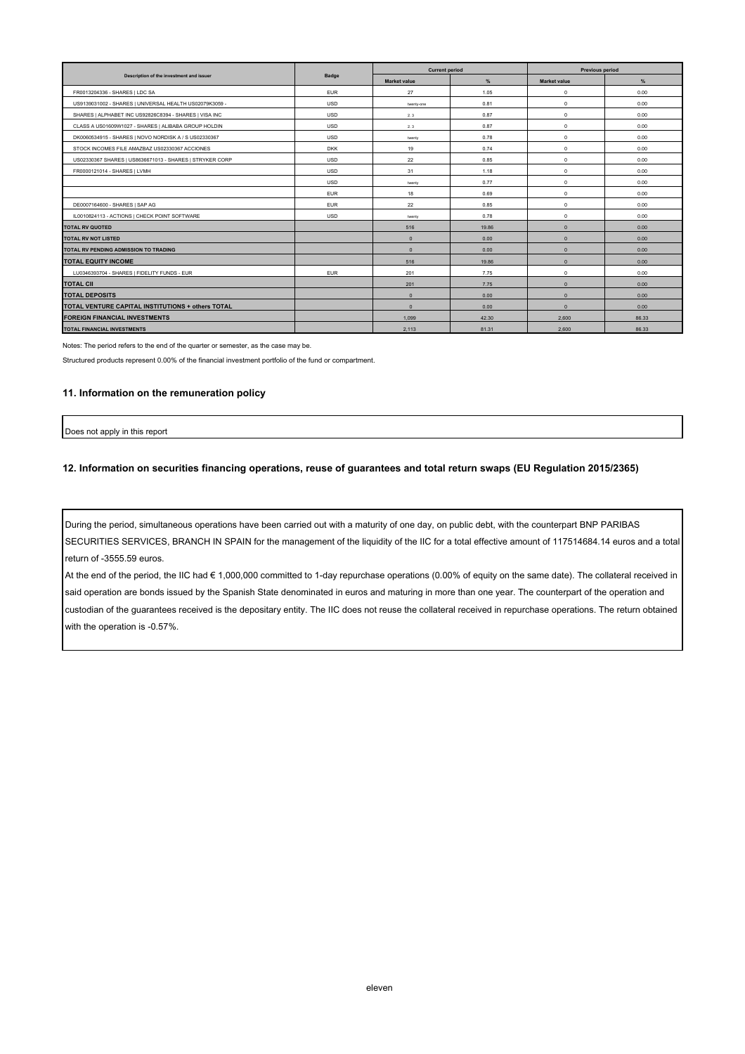| Description of the investment and issuer | Badge | Current period | | Previous period | |
|---|---|---|---|---|---|
| | | Market value | % | Market value | % |
| FR0013204336 - SHARES \| LDC SA | EUR | 27 | 1.05 | 0 | 0.00 |
| US9139031002 - SHARES \| UNIVERSAL HEALTH US02079K3059 - | USD | twenty-one | 0.81 | 0 | 0.00 |
| SHARES \| ALPHABET INC US92826C8394 - SHARES \| VISA INC | USD | 2. 3 | 0.87 | 0 | 0.00 |
| CLASS A US01609W1027 - SHARES \| ALIBABA GROUP HOLDIN | USD | 2. 3 | 0.87 | 0 | 0.00 |
| DK0060534915 - SHARES \| NOVO NORDISK A / S US02330367 | USD | twenty | 0.78 | 0 | 0.00 |
| STOCK INCOMES FILE AMAZBAZ US02330367 ACCIONES | DKK | 19 | 0.74 | 0 | 0.00 |
| US02330367 SHARES \| US8636671013 - SHARES \| STRYKER CORP | USD | 22 | 0.85 | 0 | 0.00 |
| FR0000121014 - SHARES \| LVMH | USD | 31 | 1.18 | 0 | 0.00 |
| | USD | twenty | 0.77 | 0 | 0.00 |
| | EUR | 18 | 0.69 | 0 | 0.00 |
| DE0007164600 - SHARES \| SAP AG | EUR | 22 | 0.85 | 0 | 0.00 |
| IL0010824113 - ACTIONS \| CHECK POINT SOFTWARE | USD | twenty | 0.78 | 0 | 0.00 |
| **TOTAL RV QUOTED** | | 516 | 19.86 | 0 | 0.00 |
| **TOTAL RV NOT LISTED** | | 0 | 0.00 | 0 | 0.00 |
| **TOTAL RV PENDING ADMISSION TO TRADING** | | 0 | 0.00 | 0 | 0.00 |
| **TOTAL EQUITY INCOME** | | 516 | 19.86 | 0 | 0.00 |
| LU0346393704 - SHARES \| FIDELITY FUNDS - EUR | EUR | 201 | 7.75 | 0 | 0.00 |
| **TOTAL CII** | | 201 | 7.75 | 0 | 0.00 |
| **TOTAL DEPOSITS** | | 0 | 0.00 | 0 | 0.00 |
| **TOTAL VENTURE CAPITAL INSTITUTIONS + others TOTAL** | | 0 | 0.00 | 0 | 0.00 |
| **FOREIGN FINANCIAL INVESTMENTS** | | 1,099 | 42.30 | 2,600 | 86.33 |
| **TOTAL FINANCIAL INVESTMENTS** | | 2,113 | 81.31 | 2,600 | 86.33 |

Notes: The period refers to the end of the quarter or semester, as the case may be.

Structured products represent 0.00% of the financial investment portfolio of the fund or compartment.

## 11. Information on the remuneration policy

Does not apply in this report

## 12. Information on securities financing operations, reuse of guarantees and total return swaps (EU Regulation 2015/2365)

During the period, simultaneous operations have been carried out with a maturity of one day, on public debt, with the counterpart BNP PARIBAS SECURITIES SERVICES, BRANCH IN SPAIN for the management of the liquidity of the IIC for a total effective amount of 117514684.14 euros and a total return of -3555.59 euros.

At the end of the period, the IIC had € 1,000,000 committed to 1-day repurchase operations (0.00% of equity on the same date). The collateral received in said operation are bonds issued by the Spanish State denominated in euros and maturing in more than one year. The counterpart of the operation and custodian of the guarantees received is the depositary entity. The IIC does not reuse the collateral received in repurchase operations. The return obtained with the operation is -0.57%.